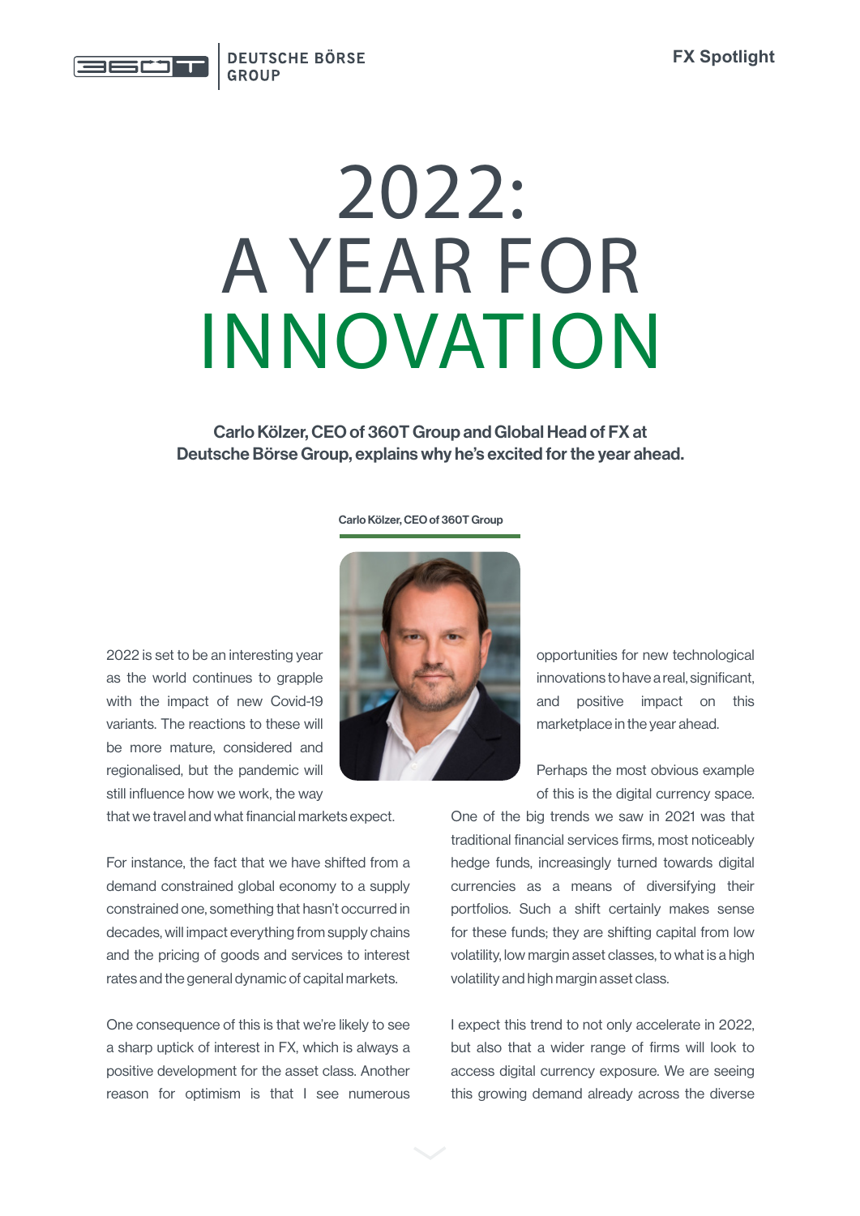# 2022: A YEAR FOR INNOVATION

**Carlo Kölzer, CEO of 360T Group and Global Head of FX at Deutsche Börse Group, explains why he's excited for the year ahead.**

Carlo Kölzer, CEO of 360T Group

2022 is set to be an interesting year as the world continues to grapple with the impact of new Covid-19 variants. The reactions to these will be more mature, considered and regionalised, but the pandemic will still influence how we work, the way that we travel and what financial markets expect.

For instance, the fact that we have shifted from a demand constrained global economy to a supply constrained one, something that hasn't occurred in decades, will impact everything from supply chains and the pricing of goods and services to interest rates and the general dynamic of capital markets.

One consequence of this is that we're likely to see a sharp uptick of interest in FX, which is always a positive development for the asset class. Another reason for optimism is that I see numerous opportunities for new technological innovations to have a real, significant, and positive impact on this marketplace in the year ahead.

Perhaps the most obvious example of this is the digital currency space. One of the big trends we saw in 2021 was that traditional financial services firms, most noticeably hedge funds, increasingly turned towards digital currencies as a means of diversifying their portfolios. Such a shift certainly makes sense for these funds; they are shifting capital from low volatility, low margin asset classes, to what is a high volatility and high margin asset class.

I expect this trend to not only accelerate in 2022, but also that a wider range of firms will look to access digital currency exposure. We are seeing this growing demand already across the diverse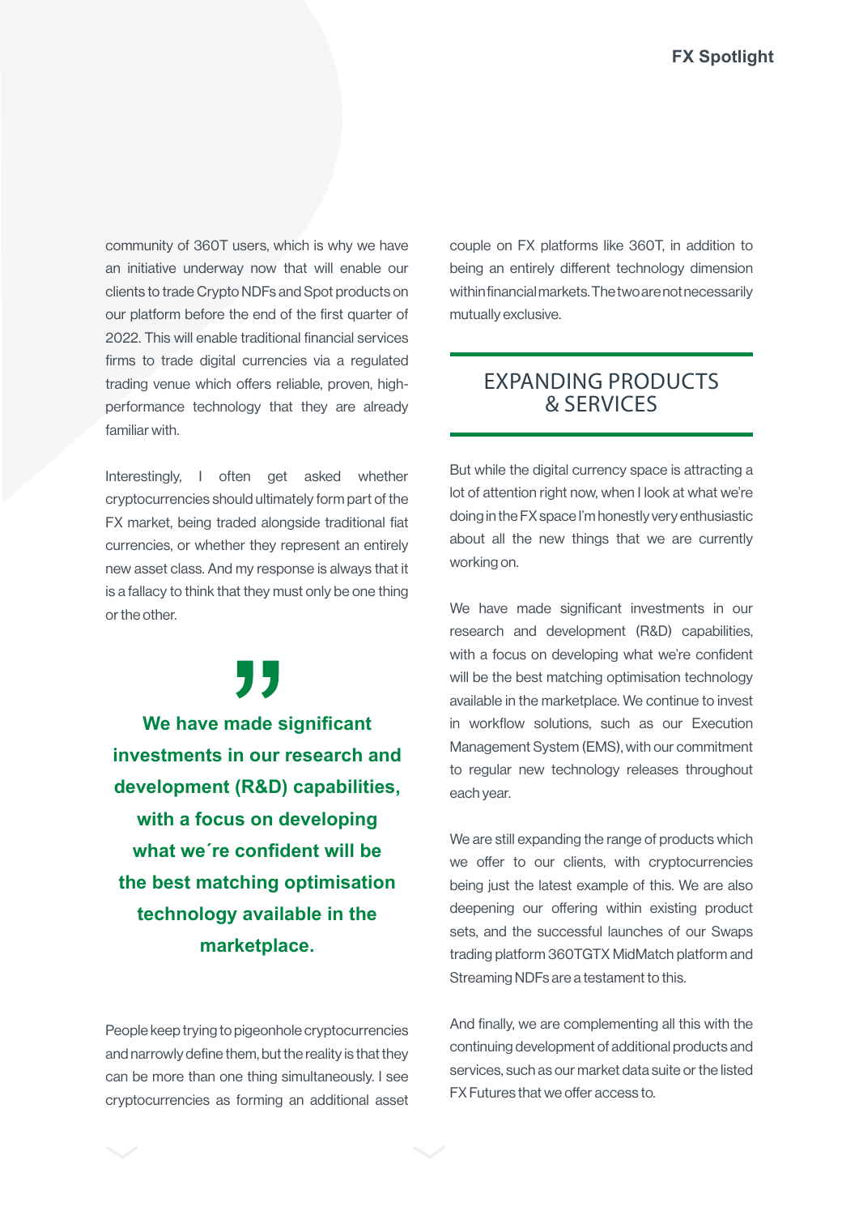community of 360T users, which is why we have an initiative underway now that will enable our clients to trade Crypto NDFs and Spot products on our platform before the end of the first quarter of 2022. This will enable traditional financial services firms to trade digital currencies via a regulated trading venue which offers reliable, proven, high-performance technology that they are already familiar with.

Interestingly, I often get asked whether cryptocurrencies should ultimately form part of the FX market, being traded alongside traditional fiat currencies, or whether they represent an entirely new asset class. And my response is always that it is a fallacy to think that they must only be one thing or the other.

> **We have made significant investments in our research and development (R&D) capabilities, with a focus on developing what we´re confident will be the best matching optimisation technology available in the marketplace.**

People keep trying to pigeonhole cryptocurrencies and narrowly define them, but the reality is that they can be more than one thing simultaneously. I see cryptocurrencies as forming an additional asset couple on FX platforms like 360T, in addition to being an entirely different technology dimension within financial markets. The two are not necessarily mutually exclusive.

## EXPANDING PRODUCTS & SERVICES

But while the digital currency space is attracting a lot of attention right now, when I look at what we're doing in the FX space I'm honestly very enthusiastic about all the new things that we are currently working on.

We have made significant investments in our research and development (R&D) capabilities, with a focus on developing what we're confident will be the best matching optimisation technology available in the marketplace. We continue to invest in workflow solutions, such as our Execution Management System (EMS), with our commitment to regular new technology releases throughout each year.

We are still expanding the range of products which we offer to our clients, with cryptocurrencies being just the latest example of this. We are also deepening our offering within existing product sets, and the successful launches of our Swaps trading platform 360TGTX MidMatch platform and Streaming NDFs are a testament to this.

And finally, we are complementing all this with the continuing development of additional products and services, such as our market data suite or the listed FX Futures that we offer access to.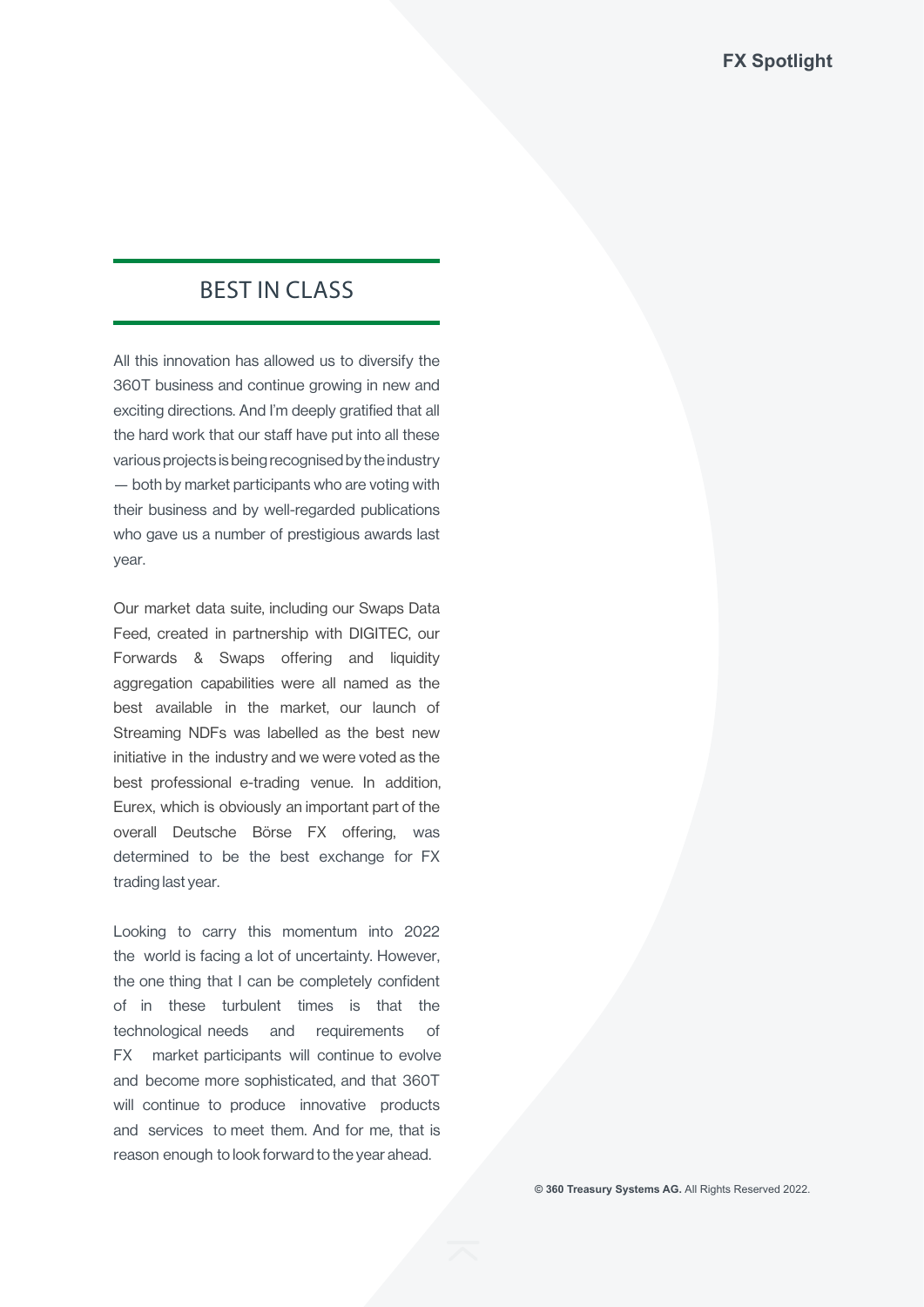## BEST IN CLASS

All this innovation has allowed us to diversify the 360T business and continue growing in new and exciting directions. And I'm deeply gratified that all the hard work that our staff have put into all these various projects is being recognised by the industry — both by market participants who are voting with their business and by well-regarded publications who gave us a number of prestigious awards last year.

Our market data suite, including our Swaps Data Feed, created in partnership with DIGITEC, our Forwards & Swaps offering and liquidity aggregation capabilities were all named as the best available in the market, our launch of Streaming NDFs was labelled as the best new initiative in the industry and we were voted as the best professional e-trading venue. In addition, Eurex, which is obviously an important part of the overall Deutsche Börse FX offering, was determined to be the best exchange for FX trading last year.

Looking to carry this momentum into 2022 the world is facing a lot of uncertainty. However, the one thing that I can be completely confident of in these turbulent times is that the technological needs and requirements of FX market participants will continue to evolve and become more sophisticated, and that 360T will continue to produce innovative products and services to meet them. And for me, that is reason enough to look forward to the year ahead.

**© 360 Treasury Systems AG.** All Rights Reserved 2022.